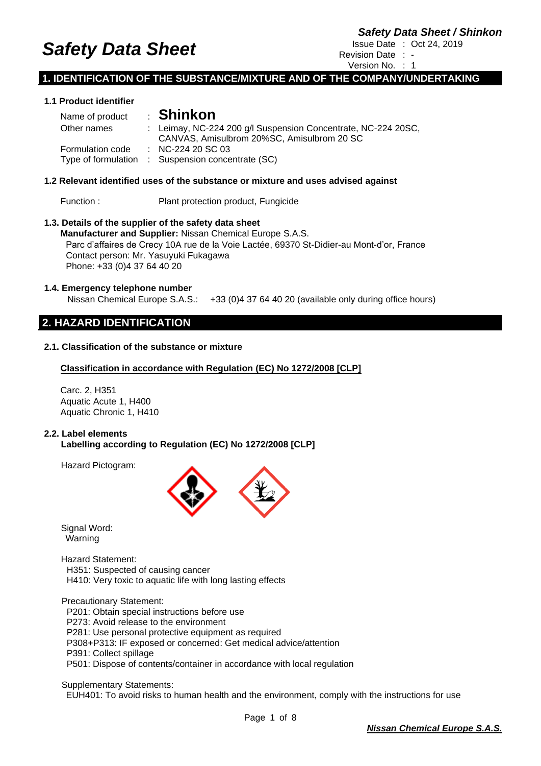# Safety Data Sheet

Issue Date : Oct 24, 2019
Revision Date : -
Version No. : 1

## 1. IDENTIFICATION OF THE SUBSTANCE/MIXTURE AND OF THE COMPANY/UNDERTAKING

### 1.1 Product identifier

| | | |
|---|---|---|
| Name of product | : | **Shinkon** |
| Other names | : | Leimay, NC-224 200 g/l Suspension Concentrate, NC-224 20SC, CANVAS, Amisulbrom 20%SC, Amisulbrom 20 SC |
| Formulation code | : | NC-224 20 SC 03 |
| Type of formulation | : | Suspension concentrate (SC) |

### 1.2 Relevant identified uses of the substance or mixture and uses advised against

Function : Plant protection product, Fungicide

### 1.3. Details of the supplier of the safety data sheet

**Manufacturer and Supplier:** Nissan Chemical Europe S.A.S.
Parc d'affaires de Crecy 10A rue de la Voie Lactée, 69370 St-Didier-au Mont-d'or, France
Contact person: Mr. Yasuyuki Fukagawa
Phone: +33 (0)4 37 64 40 20

### 1.4. Emergency telephone number

Nissan Chemical Europe S.A.S.: +33 (0)4 37 64 40 20 (available only during office hours)

## 2. HAZARD IDENTIFICATION

### 2.1. Classification of the substance or mixture

**Classification in accordance with Regulation (EC) No 1272/2008 [CLP]**

Carc. 2, H351
Aquatic Acute 1, H400
Aquatic Chronic 1, H410

### 2.2. Label elements

**Labelling according to Regulation (EC) No 1272/2008 [CLP]**

Hazard Pictogram:

Signal Word:
Warning

Hazard Statement:
H351: Suspected of causing cancer
H410: Very toxic to aquatic life with long lasting effects

Precautionary Statement:
P201: Obtain special instructions before use
P273: Avoid release to the environment
P281: Use personal protective equipment as required
P308+P313: IF exposed or concerned: Get medical advice/attention
P391: Collect spillage
P501: Dispose of contents/container in accordance with local regulation

Supplementary Statements:
EUH401: To avoid risks to human health and the environment, comply with the instructions for use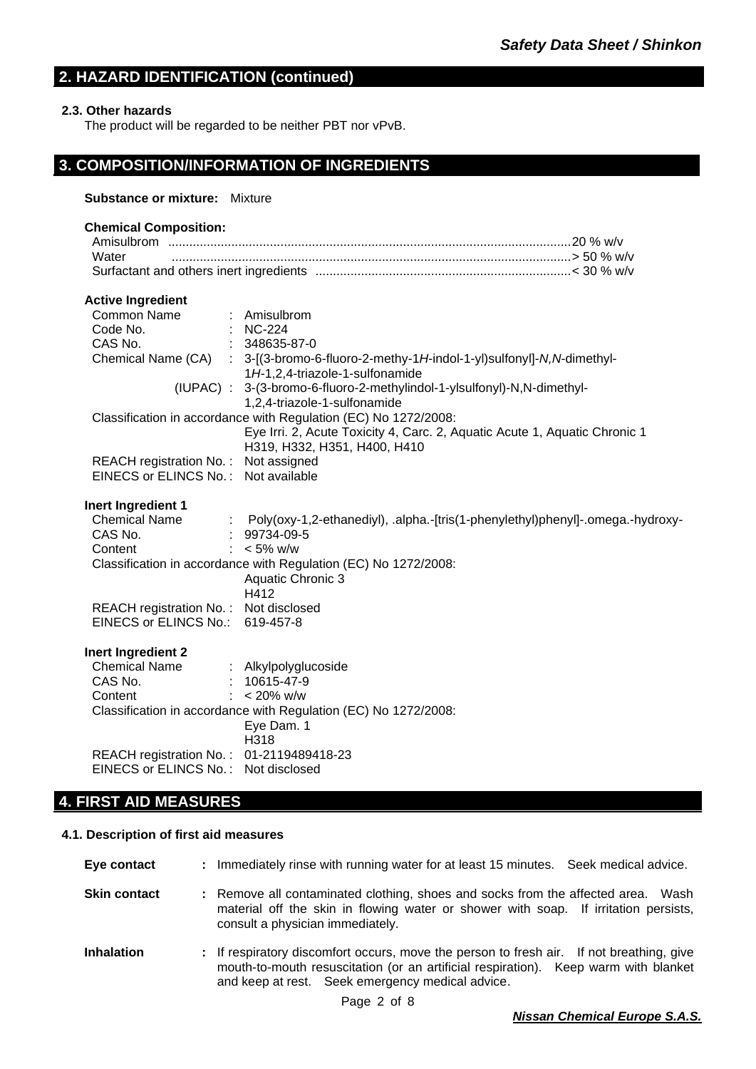## 2. HAZARD IDENTIFICATION (continued)

**2.3. Other hazards**

The product will be regarded to be neither PBT nor vPvB.

## 3. COMPOSITION/INFORMATION OF INGREDIENTS

**Substance or mixture:** Mixture

**Chemical Composition:**

| | |
|---|---|
| Amisulbrom | 20 % w/v |
| Water | > 50 % w/v |
| Surfactant and others inert ingredients | < 30 % w/v |

**Active Ingredient**

Common Name : Amisulbrom
Code No. : NC-224
CAS No. : 348635-87-0
Chemical Name (CA) : 3-[(3-bromo-6-fluoro-2-methy-1*H*-indol-1-yl)sulfonyl]-*N,N*-dimethyl-1*H*-1,2,4-triazole-1-sulfonamide
(IUPAC) : 3-(3-bromo-6-fluoro-2-methylindol-1-ylsulfonyl)-N,N-dimethyl-1,2,4-triazole-1-sulfonamide

Classification in accordance with Regulation (EC) No 1272/2008:
Eye Irri. 2, Acute Toxicity 4, Carc. 2, Aquatic Acute 1, Aquatic Chronic 1
H319, H332, H351, H400, H410

REACH registration No. : Not assigned
EINECS or ELINCS No. : Not available

**Inert Ingredient 1**

Chemical Name : Poly(oxy-1,2-ethanediyl), .alpha.-[tris(1-phenylethyl)phenyl]-.omega.-hydroxy-
CAS No. : 99734-09-5
Content : < 5% w/w

Classification in accordance with Regulation (EC) No 1272/2008:
Aquatic Chronic 3
H412

REACH registration No. : Not disclosed
EINECS or ELINCS No.: 619-457-8

**Inert Ingredient 2**

Chemical Name : Alkylpolyglucoside
CAS No. : 10615-47-9
Content : < 20% w/w

Classification in accordance with Regulation (EC) No 1272/2008:
Eye Dam. 1
H318

REACH registration No. : 01-2119489418-23
EINECS or ELINCS No. : Not disclosed

## 4. FIRST AID MEASURES

**4.1. Description of first aid measures**

**Eye contact** : Immediately rinse with running water for at least 15 minutes. Seek medical advice.

**Skin contact** : Remove all contaminated clothing, shoes and socks from the affected area. Wash material off the skin in flowing water or shower with soap. If irritation persists, consult a physician immediately.

**Inhalation** : If respiratory discomfort occurs, move the person to fresh air. If not breathing, give mouth-to-mouth resuscitation (or an artificial respiration). Keep warm with blanket and keep at rest. Seek emergency medical advice.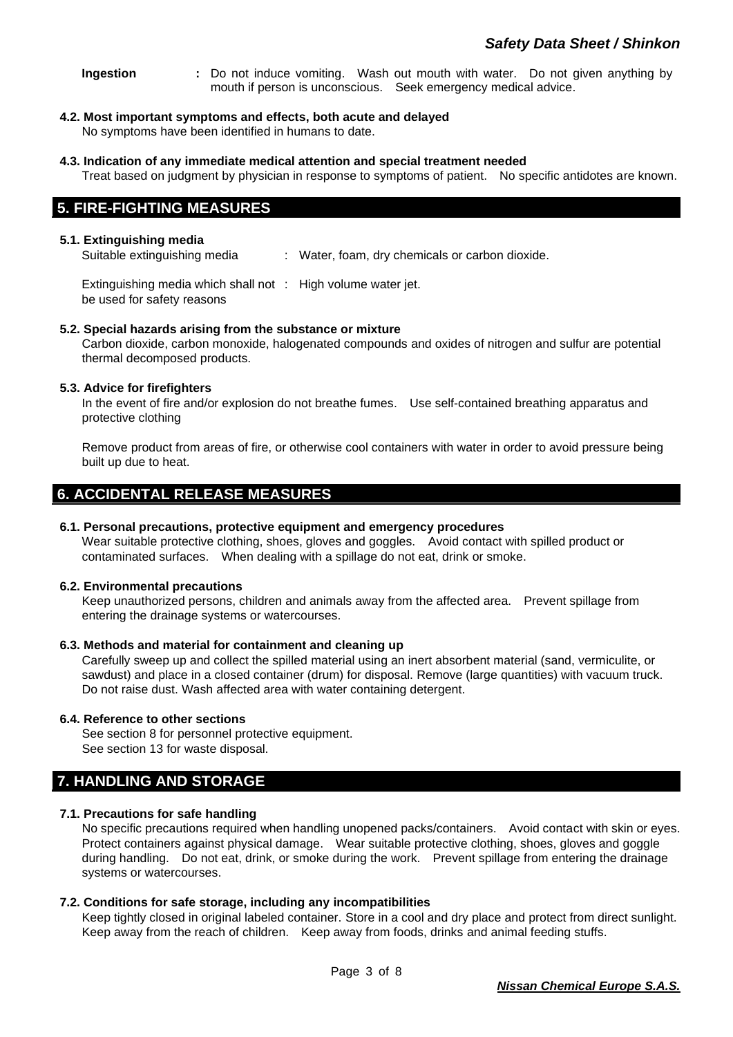**Ingestion** : Do not induce vomiting. Wash out mouth with water. Do not given anything by mouth if person is unconscious. Seek emergency medical advice.

### 4.2. Most important symptoms and effects, both acute and delayed

No symptoms have been identified in humans to date.

### 4.3. Indication of any immediate medical attention and special treatment needed

Treat based on judgment by physician in response to symptoms of patient. No specific antidotes are known.

## 5. FIRE-FIGHTING MEASURES

### 5.1. Extinguishing media

Suitable extinguishing media : Water, foam, dry chemicals or carbon dioxide.

Extinguishing media which shall not be used for safety reasons : High volume water jet.

### 5.2. Special hazards arising from the substance or mixture

Carbon dioxide, carbon monoxide, halogenated compounds and oxides of nitrogen and sulfur are potential thermal decomposed products.

### 5.3. Advice for firefighters

In the event of fire and/or explosion do not breathe fumes. Use self-contained breathing apparatus and protective clothing

Remove product from areas of fire, or otherwise cool containers with water in order to avoid pressure being built up due to heat.

## 6. ACCIDENTAL RELEASE MEASURES

### 6.1. Personal precautions, protective equipment and emergency procedures

Wear suitable protective clothing, shoes, gloves and goggles. Avoid contact with spilled product or contaminated surfaces. When dealing with a spillage do not eat, drink or smoke.

### 6.2. Environmental precautions

Keep unauthorized persons, children and animals away from the affected area. Prevent spillage from entering the drainage systems or watercourses.

### 6.3. Methods and material for containment and cleaning up

Carefully sweep up and collect the spilled material using an inert absorbent material (sand, vermiculite, or sawdust) and place in a closed container (drum) for disposal. Remove (large quantities) with vacuum truck. Do not raise dust. Wash affected area with water containing detergent.

### 6.4. Reference to other sections

See section 8 for personnel protective equipment.
See section 13 for waste disposal.

## 7. HANDLING AND STORAGE

### 7.1. Precautions for safe handling

No specific precautions required when handling unopened packs/containers. Avoid contact with skin or eyes. Protect containers against physical damage. Wear suitable protective clothing, shoes, gloves and goggle during handling. Do not eat, drink, or smoke during the work. Prevent spillage from entering the drainage systems or watercourses.

### 7.2. Conditions for safe storage, including any incompatibilities

Keep tightly closed in original labeled container. Store in a cool and dry place and protect from direct sunlight. Keep away from the reach of children. Keep away from foods, drinks and animal feeding stuffs.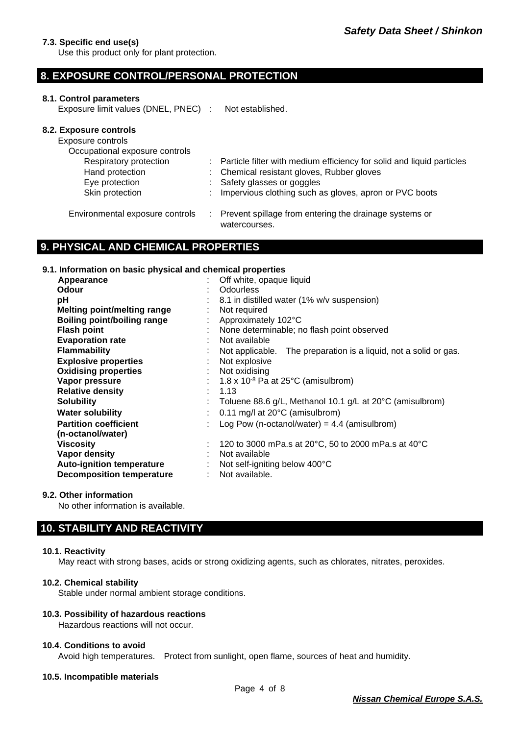### 7.3. Specific end use(s)

Use this product only for plant protection.

## 8. EXPOSURE CONTROL/PERSONAL PROTECTION

### 8.1. Control parameters

Exposure limit values (DNEL, PNEC) : Not established.

### 8.2. Exposure controls

Exposure controls

Occupational exposure controls

| | | |
|---|---|---|
| Respiratory protection | : | Particle filter with medium efficiency for solid and liquid particles |
| Hand protection | : | Chemical resistant gloves, Rubber gloves |
| Eye protection | : | Safety glasses or goggles |
| Skin protection | : | Impervious clothing such as gloves, apron or PVC boots |
| Environmental exposure controls | : | Prevent spillage from entering the drainage systems or watercourses. |

## 9. PHYSICAL AND CHEMICAL PROPERTIES

### 9.1. Information on basic physical and chemical properties

| | | |
|---|---|---|
| **Appearance** | : | Off white, opaque liquid |
| **Odour** | : | Odourless |
| **pH** | : | 8.1 in distilled water (1% w/v suspension) |
| **Melting point/melting range** | : | Not required |
| **Boiling point/boiling range** | : | Approximately 102°C |
| **Flash point** | : | None determinable; no flash point observed |
| **Evaporation rate** | : | Not available |
| **Flammability** | : | Not applicable. The preparation is a liquid, not a solid or gas. |
| **Explosive properties** | : | Not explosive |
| **Oxidising properties** | : | Not oxidising |
| **Vapor pressure** | : | $1.8 \times 10^{-8}$ Pa at 25°C (amisulbrom) |
| **Relative density** | : | 1.13 |
| **Solubility** | : | Toluene 88.6 g/L, Methanol 10.1 g/L at 20°C (amisulbrom) |
| **Water solubility** | : | 0.11 mg/l at 20°C (amisulbrom) |
| **Partition coefficient (n-octanol/water)** | : | Log Pow (n-octanol/water) = 4.4 (amisulbrom) |
| **Viscosity** | : | 120 to 3000 mPa.s at 20°C, 50 to 2000 mPa.s at 40°C |
| **Vapor density** | : | Not available |
| **Auto-ignition temperature** | : | Not self-igniting below 400°C |
| **Decomposition temperature** | : | Not available. |

### 9.2. Other information

No other information is available.

## 10. STABILITY AND REACTIVITY

### 10.1. Reactivity

May react with strong bases, acids or strong oxidizing agents, such as chlorates, nitrates, peroxides.

### 10.2. Chemical stability

Stable under normal ambient storage conditions.

### 10.3. Possibility of hazardous reactions

Hazardous reactions will not occur.

### 10.4. Conditions to avoid

Avoid high temperatures. Protect from sunlight, open flame, sources of heat and humidity.

### 10.5. Incompatible materials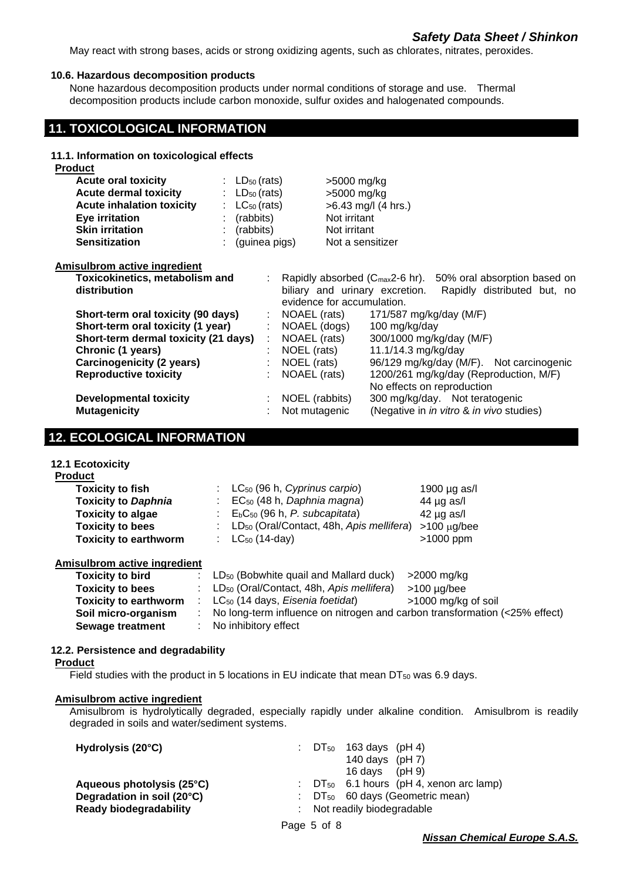May react with strong bases, acids or strong oxidizing agents, such as chlorates, nitrates, peroxides.

**10.6. Hazardous decomposition products**

None hazardous decomposition products under normal conditions of storage and use. Thermal decomposition products include carbon monoxide, sulfur oxides and halogenated compounds.

## 11. TOXICOLOGICAL INFORMATION

**11.1. Information on toxicological effects**

**Product**

| | | |
|---|---|---|
| **Acute oral toxicity** | : $LD_{50}$ (rats) | >5000 mg/kg |
| **Acute dermal toxicity** | : $LD_{50}$ (rats) | >5000 mg/kg |
| **Acute inhalation toxicity** | : $LC_{50}$ (rats) | >6.43 mg/l (4 hrs.) |
| **Eye irritation** | : (rabbits) | Not irritant |
| **Skin irritation** | : (rabbits) | Not irritant |
| **Sensitization** | : (guinea pigs) | Not a sensitizer |

**Amisulbrom active ingredient**

| | | |
|---|---|---|
| **Toxicokinetics, metabolism and distribution** | : Rapidly absorbed ($C_{max}$2-6 hr). 50% oral absorption based on biliary and urinary excretion. Rapidly distributed but, no evidence for accumulation. | |
| **Short-term oral toxicity (90 days)** | : NOAEL (rats) | 171/587 mg/kg/day (M/F) |
| **Short-term oral toxicity (1 year)** | : NOAEL (dogs) | 100 mg/kg/day |
| **Short-term dermal toxicity (21 days)** | : NOAEL (rats) | 300/1000 mg/kg/day (M/F) |
| **Chronic (1 years)** | : NOEL (rats) | 11.1/14.3 mg/kg/day |
| **Carcinogenicity (2 years)** | : NOEL (rats) | 96/129 mg/kg/day (M/F). Not carcinogenic |
| **Reproductive toxicity** | : NOAEL (rats) | 1200/261 mg/kg/day (Reproduction, M/F) No effects on reproduction |
| **Developmental toxicity** | : NOEL (rabbits) | 300 mg/kg/day. Not teratogenic |
| **Mutagenicity** | : Not mutagenic | (Negative in *in vitro* & *in vivo* studies) |

## 12. ECOLOGICAL INFORMATION

**12.1 Ecotoxicity**

**Product**

| | | |
|---|---|---|
| **Toxicity to fish** | : $LC_{50}$ (96 h, *Cyprinus carpio*) | 1900 µg as/l |
| **Toxicity to *Daphnia*** | : $EC_{50}$ (48 h, *Daphnia magna*) | 44 µg as/l |
| **Toxicity to algae** | : $E_bC_{50}$ (96 h, *P. subcapitata*) | 42 µg as/l |
| **Toxicity to bees** | : $LD_{50}$ (Oral/Contact, 48h, *Apis mellifera*) | >100 µg/bee |
| **Toxicity to earthworm** | : $LC_{50}$ (14-day) | >1000 ppm |

**Amisulbrom active ingredient**

| | | |
|---|---|---|
| **Toxicity to bird** | : $LD_{50}$ (Bobwhite quail and Mallard duck) | >2000 mg/kg |
| **Toxicity to bees** | : $LD_{50}$ (Oral/Contact, 48h, *Apis mellifera*) | >100 µg/bee |
| **Toxicity to earthworm** | : $LC_{50}$ (14 days, *Eisenia foetidat*) | >1000 mg/kg of soil |
| **Soil micro-organism** | : No long-term influence on nitrogen and carbon transformation (<25% effect) | |
| **Sewage treatment** | : No inhibitory effect | |

**12.2. Persistence and degradability**

**Product**

Field studies with the product in 5 locations in EU indicate that mean $DT_{50}$ was 6.9 days.

**Amisulbrom active ingredient**

Amisulbrom is hydrolytically degraded, especially rapidly under alkaline condition. Amisulbrom is readily degraded in soils and water/sediment systems.

| | | |
|---|---|---|
| **Hydrolysis (20°C)** | : $DT_{50}$ | 163 days (pH 4) 140 days (pH 7) 16 days (pH 9) |
| **Aqueous photolysis (25°C)** | : $DT_{50}$ | 6.1 hours (pH 4, xenon arc lamp) |
| **Degradation in soil (20°C)** | : $DT_{50}$ | 60 days (Geometric mean) |
| **Ready biodegradability** | : Not readily biodegradable | |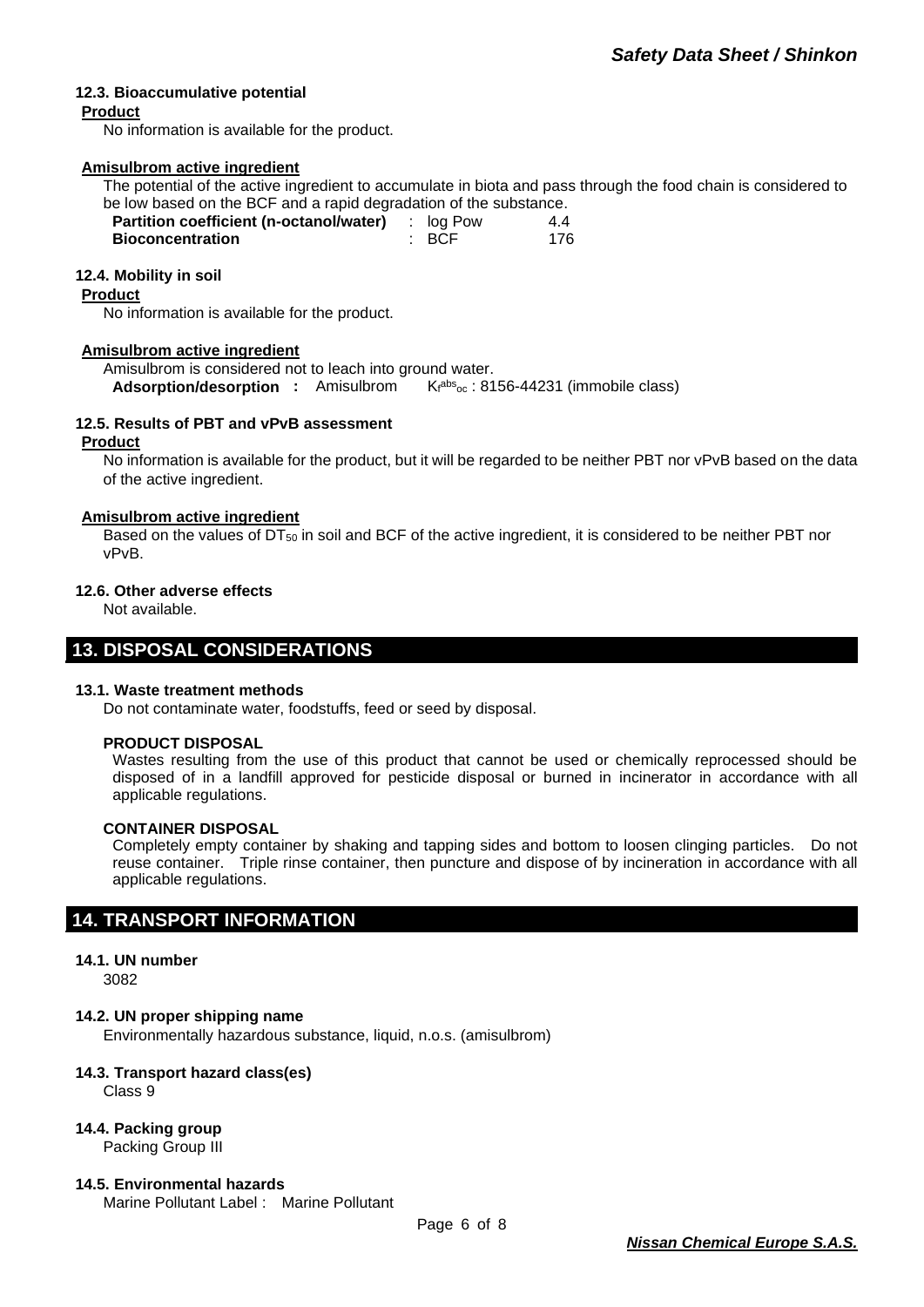### 12.3. Bioaccumulative potential

**Product**

No information is available for the product.

**Amisulbrom active ingredient**

The potential of the active ingredient to accumulate in biota and pass through the food chain is considered to be low based on the BCF and a rapid degradation of the substance.

| | | |
|---|---|---|
| **Partition coefficient (n-octanol/water)** | : log Pow | 4.4 |
| **Bioconcentration** | : BCF | 176 |

### 12.4. Mobility in soil

**Product**

No information is available for the product.

**Amisulbrom active ingredient**

Amisulbrom is considered not to leach into ground water.

**Adsorption/desorption :** Amisulbrom $K_f^{abs}{}_{oc}$ : 8156-44231 (immobile class)

### 12.5. Results of PBT and vPvB assessment

**Product**

No information is available for the product, but it will be regarded to be neither PBT nor vPvB based on the data of the active ingredient.

**Amisulbrom active ingredient**

Based on the values of $DT_{50}$ in soil and BCF of the active ingredient, it is considered to be neither PBT nor vPvB.

### 12.6. Other adverse effects

Not available.

## 13. DISPOSAL CONSIDERATIONS

### 13.1. Waste treatment methods

Do not contaminate water, foodstuffs, feed or seed by disposal.

**PRODUCT DISPOSAL**

Wastes resulting from the use of this product that cannot be used or chemically reprocessed should be disposed of in a landfill approved for pesticide disposal or burned in incinerator in accordance with all applicable regulations.

**CONTAINER DISPOSAL**

Completely empty container by shaking and tapping sides and bottom to loosen clinging particles. Do not reuse container. Triple rinse container, then puncture and dispose of by incineration in accordance with all applicable regulations.

## 14. TRANSPORT INFORMATION

### 14.1. UN number

3082

### 14.2. UN proper shipping name

Environmentally hazardous substance, liquid, n.o.s. (amisulbrom)

### 14.3. Transport hazard class(es)

Class 9

### 14.4. Packing group

Packing Group III

### 14.5. Environmental hazards

Marine Pollutant Label : Marine Pollutant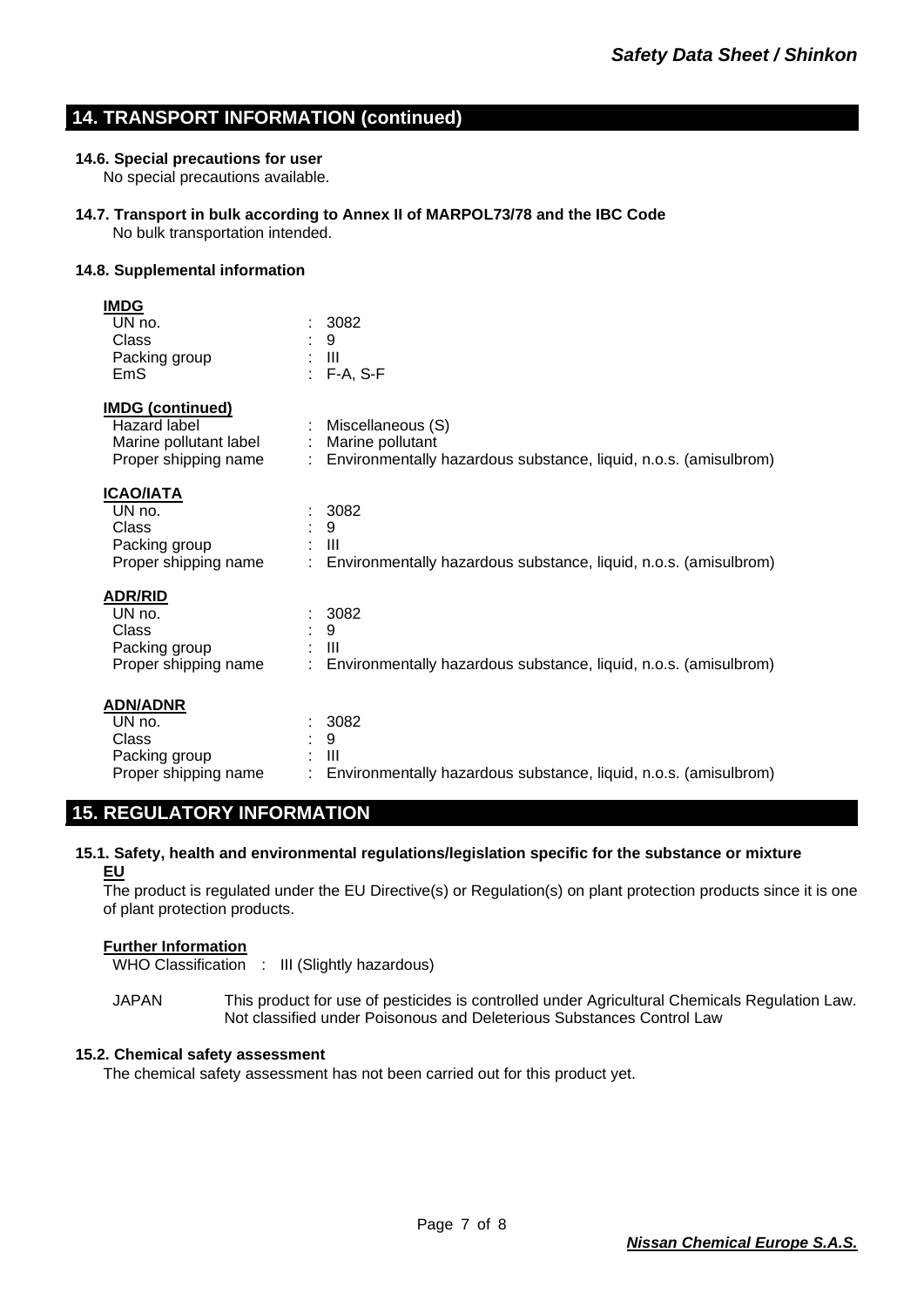## 14. TRANSPORT INFORMATION (continued)

### 14.6. Special precautions for user

No special precautions available.

### 14.7. Transport in bulk according to Annex II of MARPOL73/78 and the IBC Code

No bulk transportation intended.

### 14.8. Supplemental information

**IMDG**

| | | |
|---|---|---|
| UN no. | : | 3082 |
| Class | : | 9 |
| Packing group | : | III |
| EmS | : | F-A, S-F |

**IMDG (continued)**

| | | |
|---|---|---|
| Hazard label | : | Miscellaneous (S) |
| Marine pollutant label | : | Marine pollutant |
| Proper shipping name | : | Environmentally hazardous substance, liquid, n.o.s. (amisulbrom) |

**ICAO/IATA**

| | | |
|---|---|---|
| UN no. | : | 3082 |
| Class | : | 9 |
| Packing group | : | III |
| Proper shipping name | : | Environmentally hazardous substance, liquid, n.o.s. (amisulbrom) |

**ADR/RID**

| | | |
|---|---|---|
| UN no. | : | 3082 |
| Class | : | 9 |
| Packing group | : | III |
| Proper shipping name | : | Environmentally hazardous substance, liquid, n.o.s. (amisulbrom) |

**ADN/ADNR**

| | | |
|---|---|---|
| UN no. | : | 3082 |
| Class | : | 9 |
| Packing group | : | III |
| Proper shipping name | : | Environmentally hazardous substance, liquid, n.o.s. (amisulbrom) |

## 15. REGULATORY INFORMATION

### 15.1. Safety, health and environmental regulations/legislation specific for the substance or mixture

**EU**

The product is regulated under the EU Directive(s) or Regulation(s) on plant protection products since it is one of plant protection products.

**Further Information**

WHO Classification : III (Slightly hazardous)

JAPAN This product for use of pesticides is controlled under Agricultural Chemicals Regulation Law. Not classified under Poisonous and Deleterious Substances Control Law

### 15.2. Chemical safety assessment

The chemical safety assessment has not been carried out for this product yet.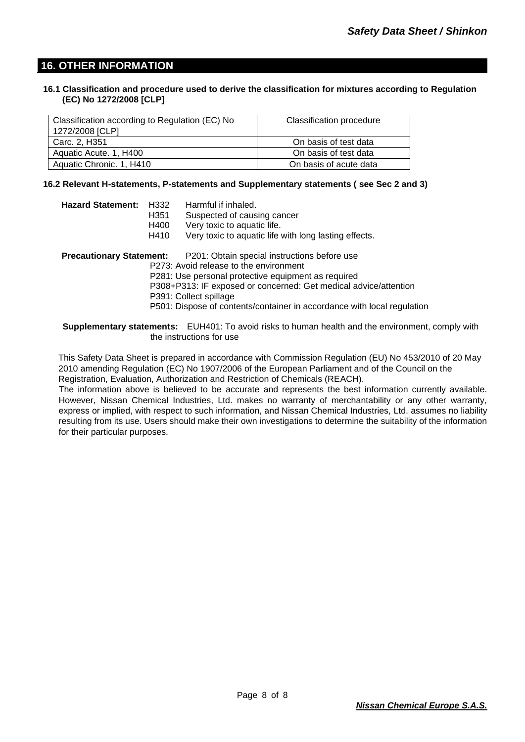## 16. OTHER INFORMATION

### 16.1 Classification and procedure used to derive the classification for mixtures according to Regulation (EC) No 1272/2008 [CLP]

| Classification according to Regulation (EC) No 1272/2008 [CLP] | Classification procedure |
|---|---|
| Carc. 2, H351 | On basis of test data |
| Aquatic Acute. 1, H400 | On basis of test data |
| Aquatic Chronic. 1, H410 | On basis of acute data |

### 16.2 Relevant H-statements, P-statements and Supplementary statements ( see Sec 2 and 3)

**Hazard Statement:**

- H332 Harmful if inhaled.
- H351 Suspected of causing cancer
- H400 Very toxic to aquatic life.
- H410 Very toxic to aquatic life with long lasting effects.

**Precautionary Statement:**

- P201: Obtain special instructions before use
- P273: Avoid release to the environment
- P281: Use personal protective equipment as required
- P308+P313: IF exposed or concerned: Get medical advice/attention
- P391: Collect spillage
- P501: Dispose of contents/container in accordance with local regulation

**Supplementary statements:** EUH401: To avoid risks to human health and the environment, comply with the instructions for use

This Safety Data Sheet is prepared in accordance with Commission Regulation (EU) No 453/2010 of 20 May 2010 amending Regulation (EC) No 1907/2006 of the European Parliament and of the Council on the Registration, Evaluation, Authorization and Restriction of Chemicals (REACH).
The information above is believed to be accurate and represents the best information currently available. However, Nissan Chemical Industries, Ltd. makes no warranty of merchantability or any other warranty, express or implied, with respect to such information, and Nissan Chemical Industries, Ltd. assumes no liability resulting from its use. Users should make their own investigations to determine the suitability of the information for their particular purposes.